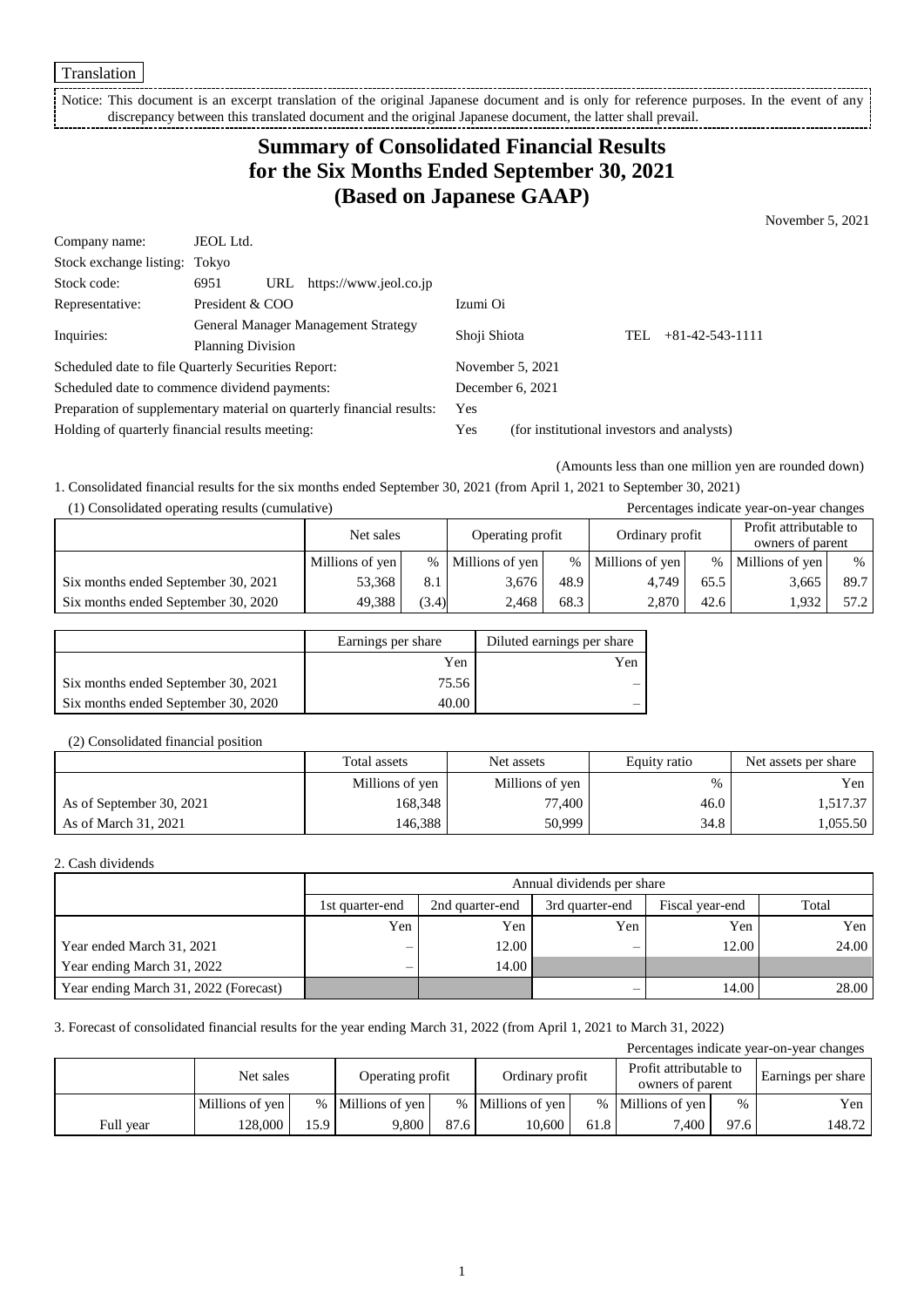Translation

Notice: This document is an excerpt translation of the original Japanese document and is only for reference purposes. In the event of any discrepancy between this translated document and the original Japanese document, the latter shall prevail.

# Summary of Consolidated Financial Results for the Six Months Ended September 30, 2021 (Based on Japanese GAAP)

November 5, 2021

| | | |
|---|---|---|
| Company name: | JEOL Ltd. | |
| Stock exchange listing: | Tokyo | |
| Stock code: | 6951 URL https://www.jeol.co.jp | |
| Representative: | President & COO | Izumi Oi |
| Inquiries: | General Manager Management Strategy Planning Division | Shoji Shiota TEL +81-42-543-1111 |
| Scheduled date to file Quarterly Securities Report: | | November 5, 2021 |
| Scheduled date to commence dividend payments: | | December 6, 2021 |
| Preparation of supplementary material on quarterly financial results: | | Yes |
| Holding of quarterly financial results meeting: | | Yes (for institutional investors and analysts) |

(Amounts less than one million yen are rounded down)

1. Consolidated financial results for the six months ended September 30, 2021 (from April 1, 2021 to September 30, 2021)

(1) Consolidated operating results (cumulative)

Percentages indicate year-on-year changes

| | Net sales | | Operating profit | | Ordinary profit | | Profit attributable to owners of parent | |
|---|---|---|---|---|---|---|---|---|
| | Millions of yen | % | Millions of yen | % | Millions of yen | % | Millions of yen | % |
| Six months ended September 30, 2021 | 53,368 | 8.1 | 3,676 | 48.9 | 4,749 | 65.5 | 3,665 | 89.7 |
| Six months ended September 30, 2020 | 49,388 | (3.4) | 2,468 | 68.3 | 2,870 | 42.6 | 1,932 | 57.2 |

| | Earnings per share | Diluted earnings per share |
|---|---|---|
| | Yen | Yen |
| Six months ended September 30, 2021 | 75.56 | – |
| Six months ended September 30, 2020 | 40.00 | – |

(2) Consolidated financial position

| | Total assets | Net assets | Equity ratio | Net assets per share |
|---|---|---|---|---|
| | Millions of yen | Millions of yen | % | Yen |
| As of September 30, 2021 | 168,348 | 77,400 | 46.0 | 1,517.37 |
| As of March 31, 2021 | 146,388 | 50,999 | 34.8 | 1,055.50 |

2. Cash dividends

| | Annual dividends per share | | | | |
|---|---|---|---|---|---|
| | 1st quarter-end | 2nd quarter-end | 3rd quarter-end | Fiscal year-end | Total |
| | Yen | Yen | Yen | Yen | Yen |
| Year ended March 31, 2021 | – | 12.00 | – | 12.00 | 24.00 |
| Year ending March 31, 2022 | – | 14.00 | | | |
| Year ending March 31, 2022 (Forecast) | | | – | 14.00 | 28.00 |

3. Forecast of consolidated financial results for the year ending March 31, 2022 (from April 1, 2021 to March 31, 2022)

Percentages indicate year-on-year changes

| | Net sales | | Operating profit | | Ordinary profit | | Profit attributable to owners of parent | | Earnings per share |
|---|---|---|---|---|---|---|---|---|---|
| | Millions of yen | % | Millions of yen | % | Millions of yen | % | Millions of yen | % | Yen |
| Full year | 128,000 | 15.9 | 9,800 | 87.6 | 10,600 | 61.8 | 7,400 | 97.6 | 148.72 |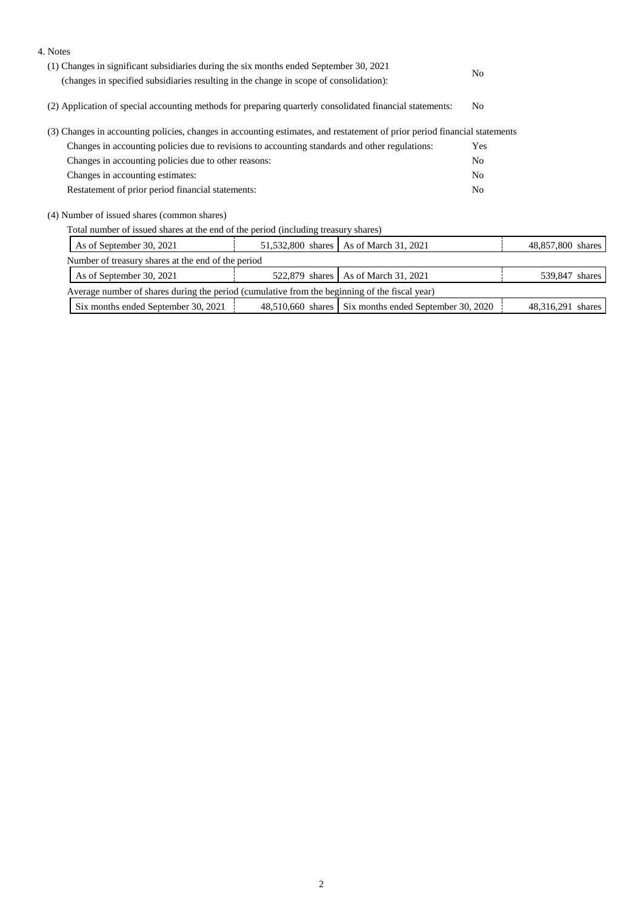4. Notes

(1) Changes in significant subsidiaries during the six months ended September 30, 2021 (changes in specified subsidiaries resulting in the change in scope of consolidation): No

(2) Application of special accounting methods for preparing quarterly consolidated financial statements: No

(3) Changes in accounting policies, changes in accounting estimates, and restatement of prior period financial statements

| | |
|---|---|
| Changes in accounting policies due to revisions to accounting standards and other regulations: | Yes |
| Changes in accounting policies due to other reasons: | No |
| Changes in accounting estimates: | No |
| Restatement of prior period financial statements: | No |

(4) Number of issued shares (common shares)

Total number of issued shares at the end of the period (including treasury shares)

| | | | |
|---|---|---|---|
| As of September 30, 2021 | 51,532,800 shares | As of March 31, 2021 | 48,857,800 shares |

Number of treasury shares at the end of the period

| | | | |
|---|---|---|---|
| As of September 30, 2021 | 522,879 shares | As of March 31, 2021 | 539,847 shares |

Average number of shares during the period (cumulative from the beginning of the fiscal year)

| | | | |
|---|---|---|---|
| Six months ended September 30, 2021 | 48,510,660 shares | Six months ended September 30, 2020 | 48,316,291 shares |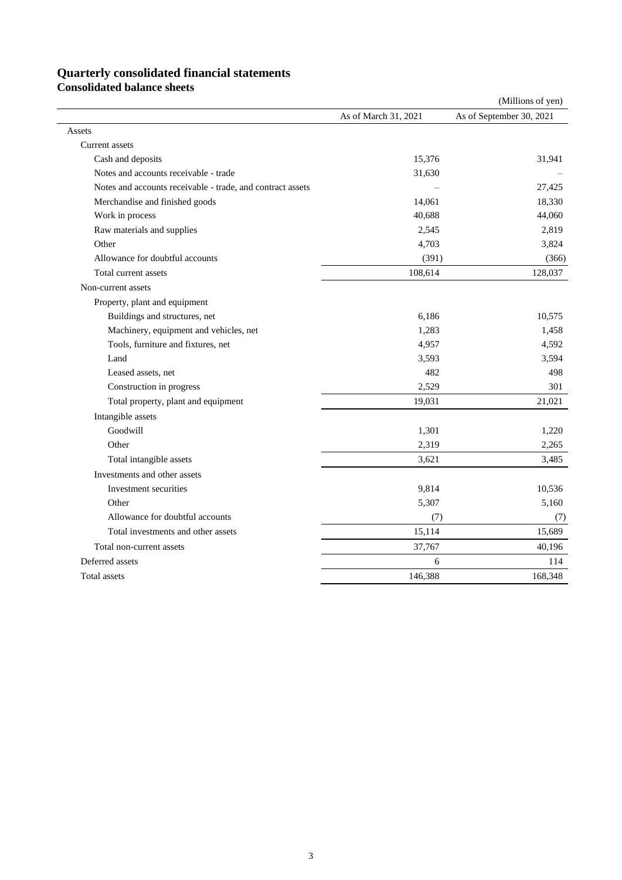# Quarterly consolidated financial statements

## Consolidated balance sheets

(Millions of yen)

| | As of March 31, 2021 | As of September 30, 2021 |
|---|---|---|
| Assets | | |
| Current assets | | |
| Cash and deposits | 15,376 | 31,941 |
| Notes and accounts receivable - trade | 31,630 | – |
| Notes and accounts receivable - trade, and contract assets | – | 27,425 |
| Merchandise and finished goods | 14,061 | 18,330 |
| Work in process | 40,688 | 44,060 |
| Raw materials and supplies | 2,545 | 2,819 |
| Other | 4,703 | 3,824 |
| Allowance for doubtful accounts | (391) | (366) |
| Total current assets | 108,614 | 128,037 |
| Non-current assets | | |
| Property, plant and equipment | | |
| Buildings and structures, net | 6,186 | 10,575 |
| Machinery, equipment and vehicles, net | 1,283 | 1,458 |
| Tools, furniture and fixtures, net | 4,957 | 4,592 |
| Land | 3,593 | 3,594 |
| Leased assets, net | 482 | 498 |
| Construction in progress | 2,529 | 301 |
| Total property, plant and equipment | 19,031 | 21,021 |
| Intangible assets | | |
| Goodwill | 1,301 | 1,220 |
| Other | 2,319 | 2,265 |
| Total intangible assets | 3,621 | 3,485 |
| Investments and other assets | | |
| Investment securities | 9,814 | 10,536 |
| Other | 5,307 | 5,160 |
| Allowance for doubtful accounts | (7) | (7) |
| Total investments and other assets | 15,114 | 15,689 |
| Total non-current assets | 37,767 | 40,196 |
| Deferred assets | 6 | 114 |
| Total assets | 146,388 | 168,348 |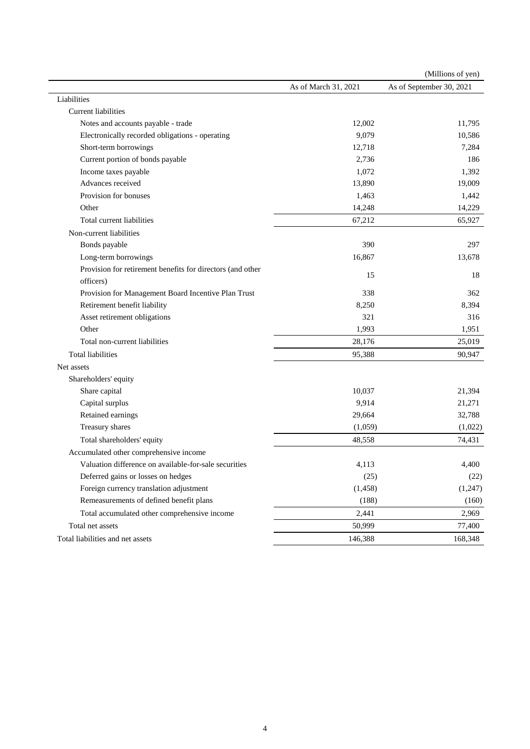(Millions of yen)

| | As of March 31, 2021 | As of September 30, 2021 |
|---|---|---|
| Liabilities | | |
| Current liabilities | | |
| Notes and accounts payable - trade | 12,002 | 11,795 |
| Electronically recorded obligations - operating | 9,079 | 10,586 |
| Short-term borrowings | 12,718 | 7,284 |
| Current portion of bonds payable | 2,736 | 186 |
| Income taxes payable | 1,072 | 1,392 |
| Advances received | 13,890 | 19,009 |
| Provision for bonuses | 1,463 | 1,442 |
| Other | 14,248 | 14,229 |
| Total current liabilities | 67,212 | 65,927 |
| Non-current liabilities | | |
| Bonds payable | 390 | 297 |
| Long-term borrowings | 16,867 | 13,678 |
| Provision for retirement benefits for directors (and other officers) | 15 | 18 |
| Provision for Management Board Incentive Plan Trust | 338 | 362 |
| Retirement benefit liability | 8,250 | 8,394 |
| Asset retirement obligations | 321 | 316 |
| Other | 1,993 | 1,951 |
| Total non-current liabilities | 28,176 | 25,019 |
| Total liabilities | 95,388 | 90,947 |
| Net assets | | |
| Shareholders' equity | | |
| Share capital | 10,037 | 21,394 |
| Capital surplus | 9,914 | 21,271 |
| Retained earnings | 29,664 | 32,788 |
| Treasury shares | (1,059) | (1,022) |
| Total shareholders' equity | 48,558 | 74,431 |
| Accumulated other comprehensive income | | |
| Valuation difference on available-for-sale securities | 4,113 | 4,400 |
| Deferred gains or losses on hedges | (25) | (22) |
| Foreign currency translation adjustment | (1,458) | (1,247) |
| Remeasurements of defined benefit plans | (188) | (160) |
| Total accumulated other comprehensive income | 2,441 | 2,969 |
| Total net assets | 50,999 | 77,400 |
| Total liabilities and net assets | 146,388 | 168,348 |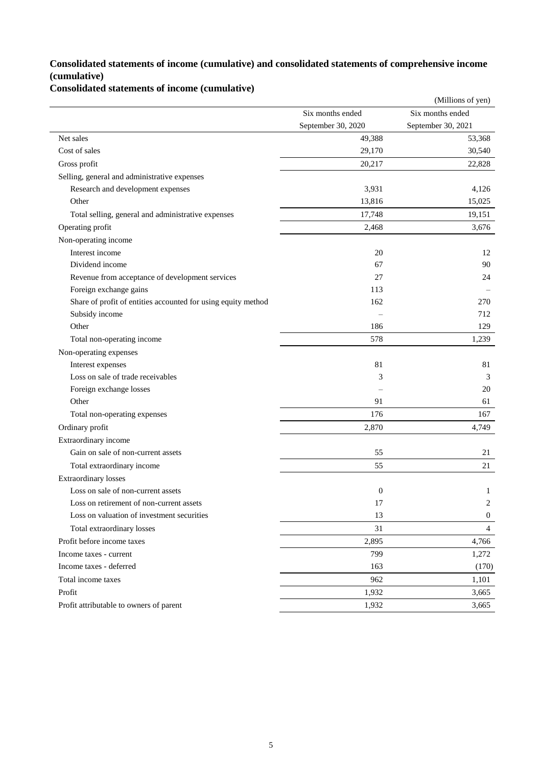## Consolidated statements of income (cumulative) and consolidated statements of comprehensive income (cumulative)

### Consolidated statements of income (cumulative)

(Millions of yen)

| | Six months ended September 30, 2020 | Six months ended September 30, 2021 |
|---|---|---|
| Net sales | 49,388 | 53,368 |
| Cost of sales | 29,170 | 30,540 |
| Gross profit | 20,217 | 22,828 |
| Selling, general and administrative expenses | | |
| Research and development expenses | 3,931 | 4,126 |
| Other | 13,816 | 15,025 |
| Total selling, general and administrative expenses | 17,748 | 19,151 |
| Operating profit | 2,468 | 3,676 |
| Non-operating income | | |
| Interest income | 20 | 12 |
| Dividend income | 67 | 90 |
| Revenue from acceptance of development services | 27 | 24 |
| Foreign exchange gains | 113 | – |
| Share of profit of entities accounted for using equity method | 162 | 270 |
| Subsidy income | – | 712 |
| Other | 186 | 129 |
| Total non-operating income | 578 | 1,239 |
| Non-operating expenses | | |
| Interest expenses | 81 | 81 |
| Loss on sale of trade receivables | 3 | 3 |
| Foreign exchange losses | – | 20 |
| Other | 91 | 61 |
| Total non-operating expenses | 176 | 167 |
| Ordinary profit | 2,870 | 4,749 |
| Extraordinary income | | |
| Gain on sale of non-current assets | 55 | 21 |
| Total extraordinary income | 55 | 21 |
| Extraordinary losses | | |
| Loss on sale of non-current assets | 0 | 1 |
| Loss on retirement of non-current assets | 17 | 2 |
| Loss on valuation of investment securities | 13 | 0 |
| Total extraordinary losses | 31 | 4 |
| Profit before income taxes | 2,895 | 4,766 |
| Income taxes - current | 799 | 1,272 |
| Income taxes - deferred | 163 | (170) |
| Total income taxes | 962 | 1,101 |
| Profit | 1,932 | 3,665 |
| Profit attributable to owners of parent | 1,932 | 3,665 |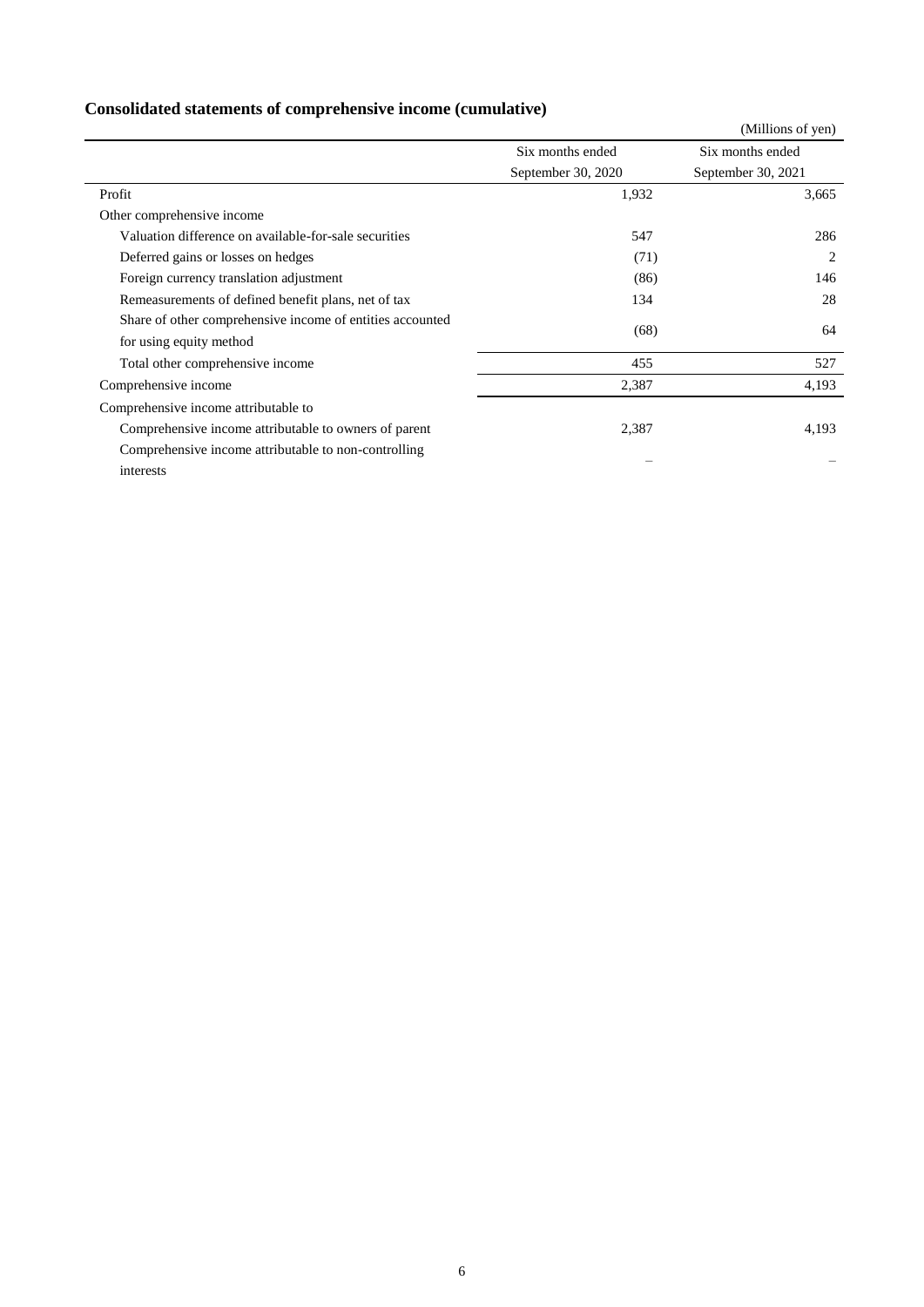## Consolidated statements of comprehensive income (cumulative)

(Millions of yen)

| | Six months ended September 30, 2020 | Six months ended September 30, 2021 |
|---|---|---|
| Profit | 1,932 | 3,665 |
| Other comprehensive income | | |
| Valuation difference on available-for-sale securities | 547 | 286 |
| Deferred gains or losses on hedges | (71) | 2 |
| Foreign currency translation adjustment | (86) | 146 |
| Remeasurements of defined benefit plans, net of tax | 134 | 28 |
| Share of other comprehensive income of entities accounted for using equity method | (68) | 64 |
| Total other comprehensive income | 455 | 527 |
| Comprehensive income | 2,387 | 4,193 |
| Comprehensive income attributable to | | |
| Comprehensive income attributable to owners of parent | 2,387 | 4,193 |
| Comprehensive income attributable to non-controlling interests | – | – |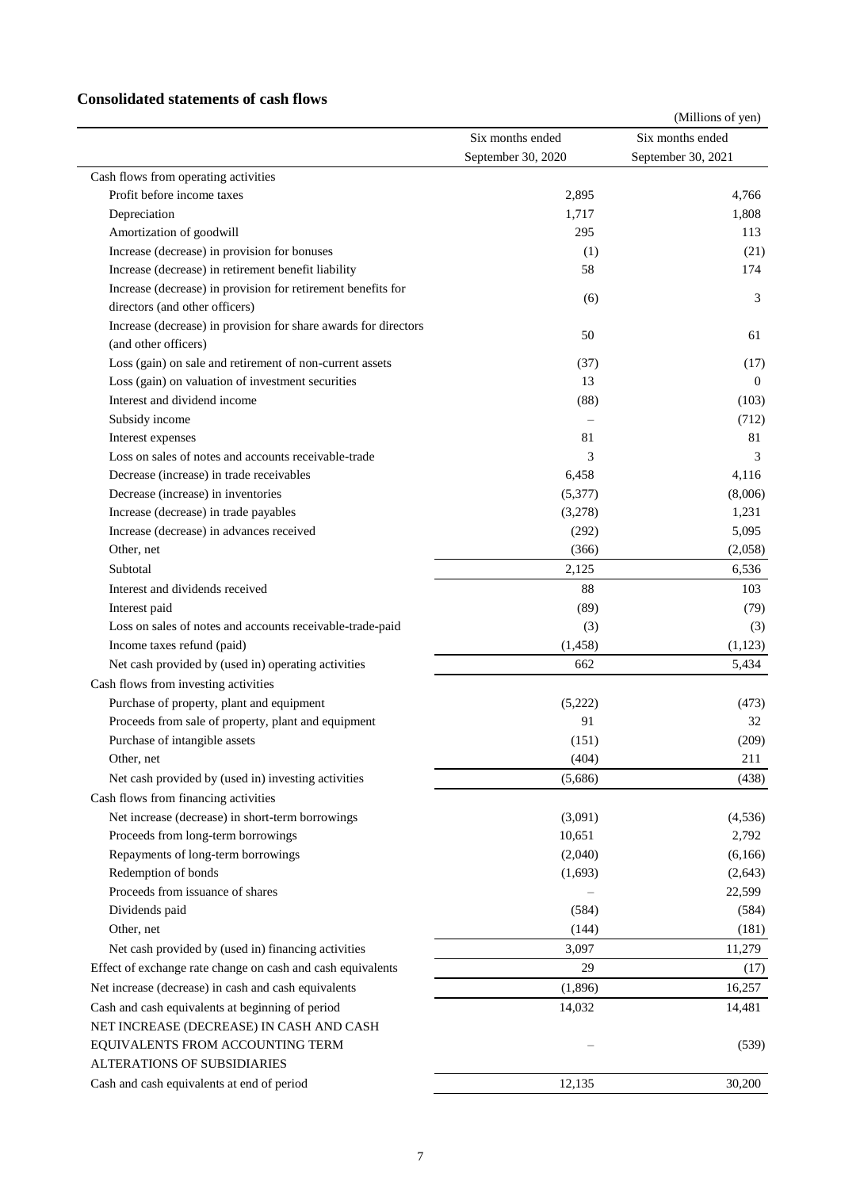## Consolidated statements of cash flows

(Millions of yen)

| | Six months ended September 30, 2020 | Six months ended September 30, 2021 |
|---|---|---|
| Cash flows from operating activities | | |
| Profit before income taxes | 2,895 | 4,766 |
| Depreciation | 1,717 | 1,808 |
| Amortization of goodwill | 295 | 113 |
| Increase (decrease) in provision for bonuses | (1) | (21) |
| Increase (decrease) in retirement benefit liability | 58 | 174 |
| Increase (decrease) in provision for retirement benefits for directors (and other officers) | (6) | 3 |
| Increase (decrease) in provision for share awards for directors (and other officers) | 50 | 61 |
| Loss (gain) on sale and retirement of non-current assets | (37) | (17) |
| Loss (gain) on valuation of investment securities | 13 | 0 |
| Interest and dividend income | (88) | (103) |
| Subsidy income | – | (712) |
| Interest expenses | 81 | 81 |
| Loss on sales of notes and accounts receivable-trade | 3 | 3 |
| Decrease (increase) in trade receivables | 6,458 | 4,116 |
| Decrease (increase) in inventories | (5,377) | (8,006) |
| Increase (decrease) in trade payables | (3,278) | 1,231 |
| Increase (decrease) in advances received | (292) | 5,095 |
| Other, net | (366) | (2,058) |
| Subtotal | 2,125 | 6,536 |
| Interest and dividends received | 88 | 103 |
| Interest paid | (89) | (79) |
| Loss on sales of notes and accounts receivable-trade-paid | (3) | (3) |
| Income taxes refund (paid) | (1,458) | (1,123) |
| Net cash provided by (used in) operating activities | 662 | 5,434 |
| Cash flows from investing activities | | |
| Purchase of property, plant and equipment | (5,222) | (473) |
| Proceeds from sale of property, plant and equipment | 91 | 32 |
| Purchase of intangible assets | (151) | (209) |
| Other, net | (404) | 211 |
| Net cash provided by (used in) investing activities | (5,686) | (438) |
| Cash flows from financing activities | | |
| Net increase (decrease) in short-term borrowings | (3,091) | (4,536) |
| Proceeds from long-term borrowings | 10,651 | 2,792 |
| Repayments of long-term borrowings | (2,040) | (6,166) |
| Redemption of bonds | (1,693) | (2,643) |
| Proceeds from issuance of shares | – | 22,599 |
| Dividends paid | (584) | (584) |
| Other, net | (144) | (181) |
| Net cash provided by (used in) financing activities | 3,097 | 11,279 |
| Effect of exchange rate change on cash and cash equivalents | 29 | (17) |
| Net increase (decrease) in cash and cash equivalents | (1,896) | 16,257 |
| Cash and cash equivalents at beginning of period | 14,032 | 14,481 |
| NET INCREASE (DECREASE) IN CASH AND CASH EQUIVALENTS FROM ACCOUNTING TERM ALTERATIONS OF SUBSIDIARIES | – | (539) |
| Cash and cash equivalents at end of period | 12,135 | 30,200 |